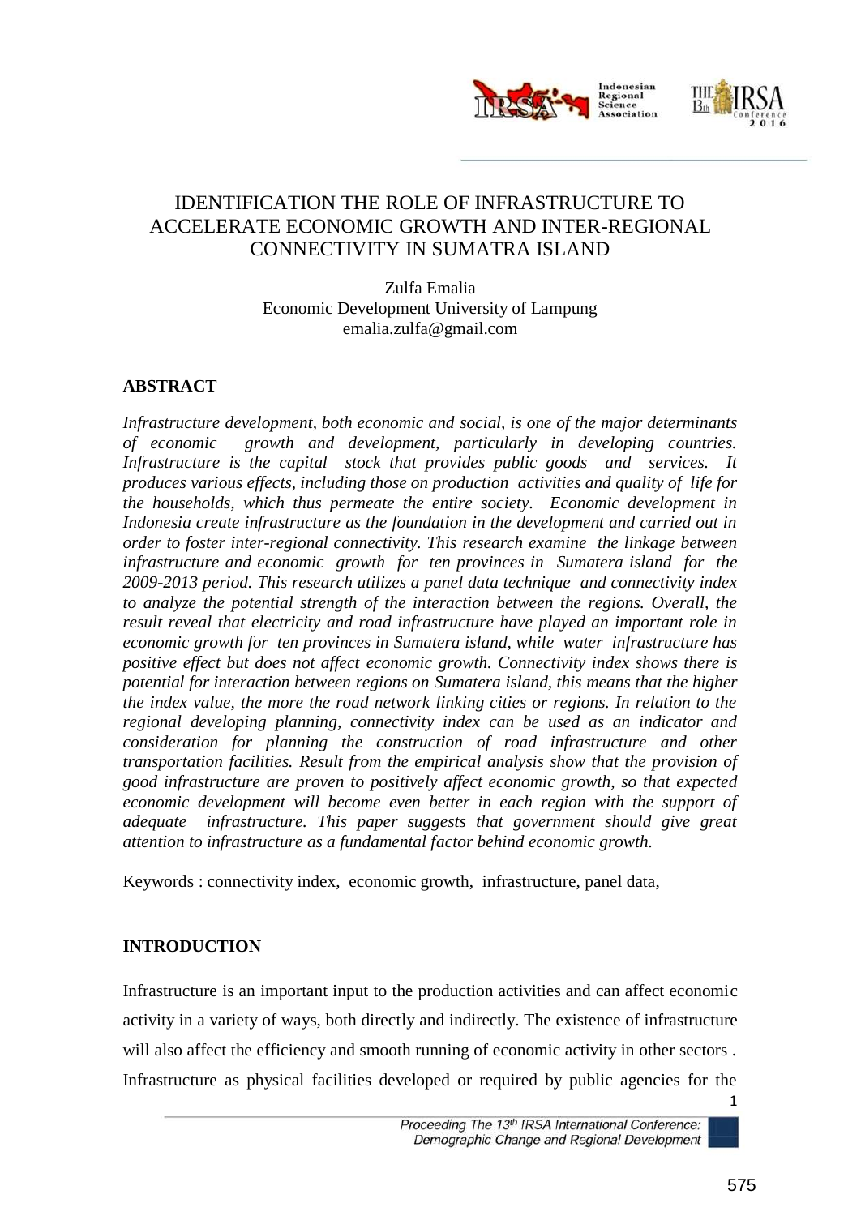# IDENTIFICATION THE ROLE OF INFRASTRUCTURE TO ACCELERATE ECONOMIC GROWTH AND INTER-REGIONAL CONNECTIVITY IN SUMATRA ISLAND

Zulfa Emalia
Economic Development University of Lampung
emalia.zulfa@gmail.com

## ABSTRACT

*Infrastructure development, both economic and social, is one of the major determinants of economic growth and development, particularly in developing countries. Infrastructure is the capital stock that provides public goods and services. It produces various effects, including those on production activities and quality of life for the households, which thus permeate the entire society. Economic development in Indonesia create infrastructure as the foundation in the development and carried out in order to foster inter-regional connectivity. This research examine the linkage between infrastructure and economic growth for ten provinces in Sumatera island for the 2009-2013 period. This research utilizes a panel data technique and connectivity index to analyze the potential strength of the interaction between the regions. Overall, the result reveal that electricity and road infrastructure have played an important role in economic growth for ten provinces in Sumatera island, while water infrastructure has positive effect but does not affect economic growth. Connectivity index shows there is potential for interaction between regions on Sumatera island, this means that the higher the index value, the more the road network linking cities or regions. In relation to the regional developing planning, connectivity index can be used as an indicator and consideration for planning the construction of road infrastructure and other transportation facilities. Result from the empirical analysis show that the provision of good infrastructure are proven to positively affect economic growth, so that expected economic development will become even better in each region with the support of adequate infrastructure. This paper suggests that government should give great attention to infrastructure as a fundamental factor behind economic growth.*

Keywords : connectivity index, economic growth, infrastructure, panel data,

## INTRODUCTION

Infrastructure is an important input to the production activities and can affect economic activity in a variety of ways, both directly and indirectly. The existence of infrastructure will also affect the efficiency and smooth running of economic activity in other sectors . Infrastructure as physical facilities developed or required by public agencies for the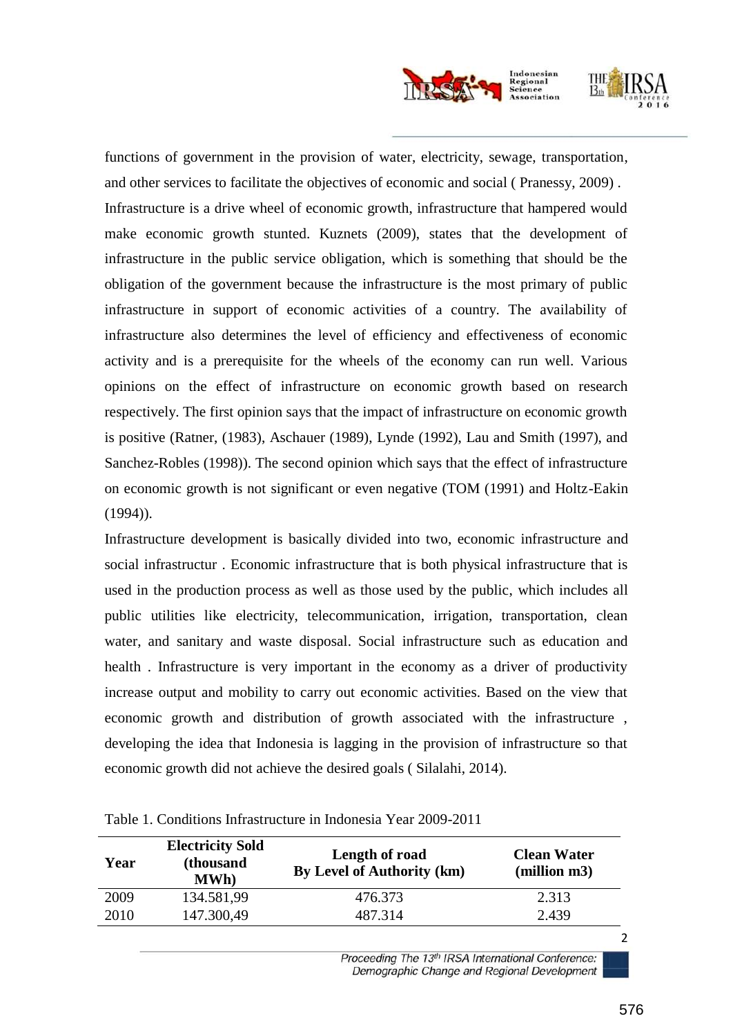functions of government in the provision of water, electricity, sewage, transportation, and other services to facilitate the objectives of economic and social ( Pranessy, 2009) . Infrastructure is a drive wheel of economic growth, infrastructure that hampered would make economic growth stunted. Kuznets (2009), states that the development of infrastructure in the public service obligation, which is something that should be the obligation of the government because the infrastructure is the most primary of public infrastructure in support of economic activities of a country. The availability of infrastructure also determines the level of efficiency and effectiveness of economic activity and is a prerequisite for the wheels of the economy can run well. Various opinions on the effect of infrastructure on economic growth based on research respectively. The first opinion says that the impact of infrastructure on economic growth is positive (Ratner, (1983), Aschauer (1989), Lynde (1992), Lau and Smith (1997), and Sanchez-Robles (1998)). The second opinion which says that the effect of infrastructure on economic growth is not significant or even negative (TOM (1991) and Holtz-Eakin (1994)).

Infrastructure development is basically divided into two, economic infrastructure and social infrastructur . Economic infrastructure that is both physical infrastructure that is used in the production process as well as those used by the public, which includes all public utilities like electricity, telecommunication, irrigation, transportation, clean water, and sanitary and waste disposal. Social infrastructure such as education and health . Infrastructure is very important in the economy as a driver of productivity increase output and mobility to carry out economic activities. Based on the view that economic growth and distribution of growth associated with the infrastructure , developing the idea that Indonesia is lagging in the provision of infrastructure so that economic growth did not achieve the desired goals ( Silalahi, 2014).

Table 1. Conditions Infrastructure in Indonesia Year 2009-2011

| Year | Electricity Sold (thousand MWh) | Length of road By Level of Authority (km) | Clean Water (million m3) |
|---|---|---|---|
| 2009 | 134.581,99 | 476.373 | 2.313 |
| 2010 | 147.300,49 | 487.314 | 2.439 |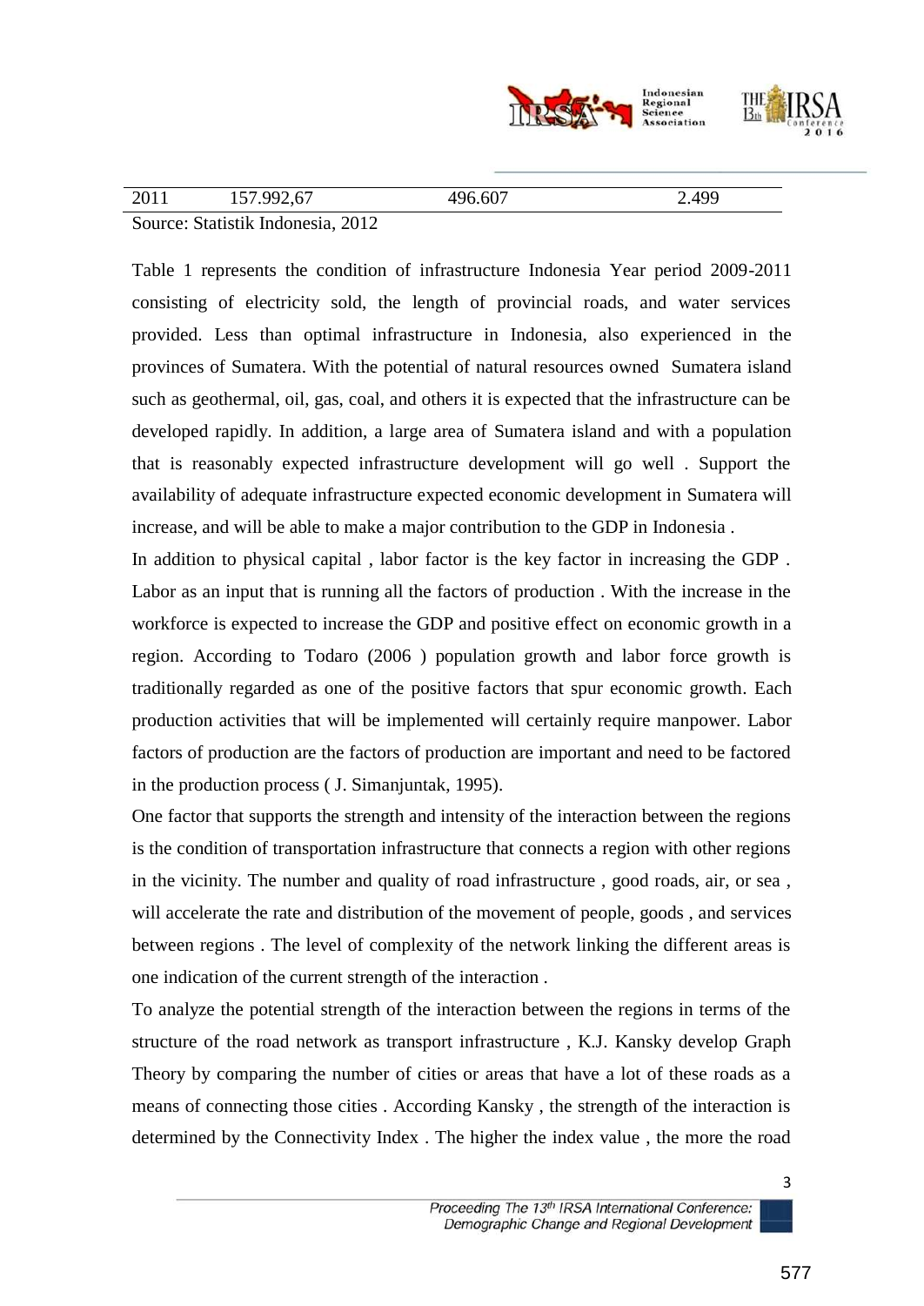| 2011 | 157.992,67 | 496.607 | 2.499 |
|---|---|---|---|

Source: Statistik Indonesia, 2012

Table 1 represents the condition of infrastructure Indonesia Year period 2009-2011 consisting of electricity sold, the length of provincial roads, and water services provided. Less than optimal infrastructure in Indonesia, also experienced in the provinces of Sumatera. With the potential of natural resources owned Sumatera island such as geothermal, oil, gas, coal, and others it is expected that the infrastructure can be developed rapidly. In addition, a large area of Sumatera island and with a population that is reasonably expected infrastructure development will go well . Support the availability of adequate infrastructure expected economic development in Sumatera will increase, and will be able to make a major contribution to the GDP in Indonesia .

In addition to physical capital , labor factor is the key factor in increasing the GDP . Labor as an input that is running all the factors of production . With the increase in the workforce is expected to increase the GDP and positive effect on economic growth in a region. According to Todaro (2006 ) population growth and labor force growth is traditionally regarded as one of the positive factors that spur economic growth. Each production activities that will be implemented will certainly require manpower. Labor factors of production are the factors of production are important and need to be factored in the production process ( J. Simanjuntak, 1995).

One factor that supports the strength and intensity of the interaction between the regions is the condition of transportation infrastructure that connects a region with other regions in the vicinity. The number and quality of road infrastructure , good roads, air, or sea , will accelerate the rate and distribution of the movement of people, goods , and services between regions . The level of complexity of the network linking the different areas is one indication of the current strength of the interaction .

To analyze the potential strength of the interaction between the regions in terms of the structure of the road network as transport infrastructure , K.J. Kansky develop Graph Theory by comparing the number of cities or areas that have a lot of these roads as a means of connecting those cities . According Kansky , the strength of the interaction is determined by the Connectivity Index . The higher the index value , the more the road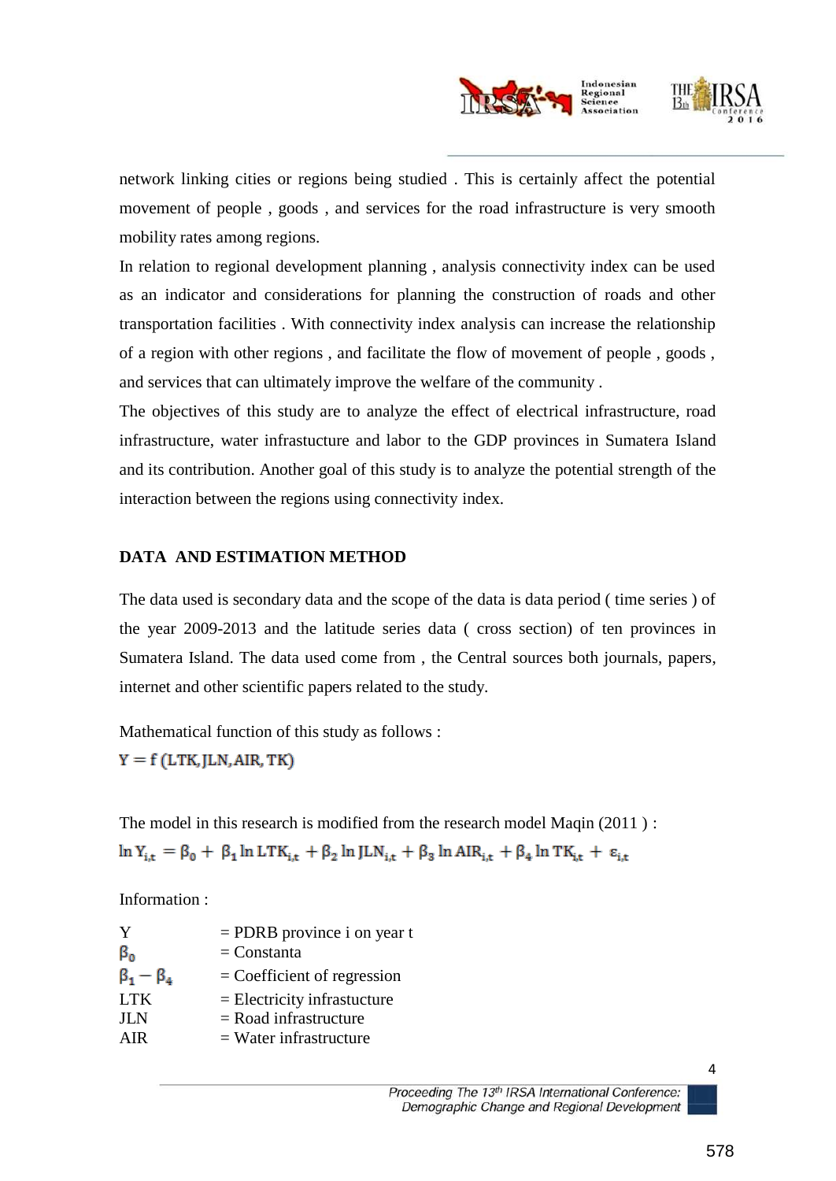network linking cities or regions being studied . This is certainly affect the potential movement of people , goods , and services for the road infrastructure is very smooth mobility rates among regions.

In relation to regional development planning , analysis connectivity index can be used as an indicator and considerations for planning the construction of roads and other transportation facilities . With connectivity index analysis can increase the relationship of a region with other regions , and facilitate the flow of movement of people , goods , and services that can ultimately improve the welfare of the community .

The objectives of this study are to analyze the effect of electrical infrastructure, road infrastructure, water infrastucture and labor to the GDP provinces in Sumatera Island and its contribution. Another goal of this study is to analyze the potential strength of the interaction between the regions using connectivity index.

## DATA AND ESTIMATION METHOD

The data used is secondary data and the scope of the data is data period ( time series ) of the year 2009-2013 and the latitude series data ( cross section) of ten provinces in Sumatera Island. The data used come from , the Central sources both journals, papers, internet and other scientific papers related to the study.

Mathematical function of this study as follows :

$$Y = f\,(LTK, JLN, AIR, TK)$$

The model in this research is modified from the research model Maqin (2011 ) :

$$\ln Y_{i,t} = \beta_0 + \beta_1 \ln LTK_{i,t} + \beta_2 \ln JLN_{i,t} + \beta_3 \ln AIR_{i,t} + \beta_4 \ln TK_{i,t} + \varepsilon_{i,t}$$

Information :

| | |
|---|---|
| Y | = PDRB province i on year t |
| $\beta_0$ | = Constanta |
| $\beta_1 - \beta_4$ | = Coefficient of regression |
| LTK | = Electricity infrastructure |
| JLN | = Road infrastructure |
| AIR | = Water infrastructure |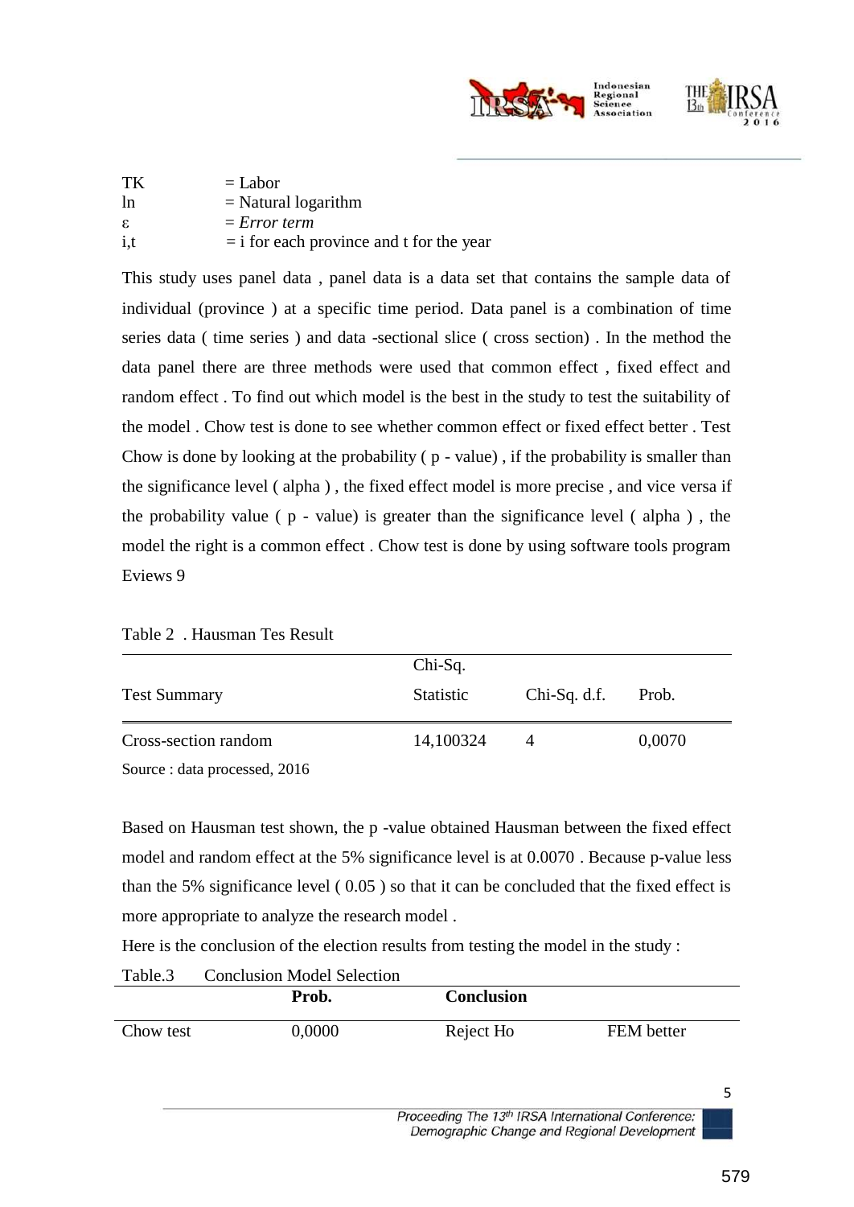TK = Labor
ln = Natural logarithm
ε = *Error term*
i,t = i for each province and t for the year

This study uses panel data , panel data is a data set that contains the sample data of individual (province ) at a specific time period. Data panel is a combination of time series data ( time series ) and data -sectional slice ( cross section) . In the method the data panel there are three methods were used that common effect , fixed effect and random effect . To find out which model is the best in the study to test the suitability of the model . Chow test is done to see whether common effect or fixed effect better . Test Chow is done by looking at the probability ( p - value) , if the probability is smaller than the significance level ( alpha ) , the fixed effect model is more precise , and vice versa if the probability value ( p - value) is greater than the significance level ( alpha ) , the model the right is a common effect . Chow test is done by using software tools program Eviews 9

Table 2 . Hausman Tes Result

| Test Summary | Chi-Sq. Statistic | Chi-Sq. d.f. | Prob. |
|---|---|---|---|
| Cross-section random | 14,100324 | 4 | 0,0070 |

Source : data processed, 2016

Based on Hausman test shown, the p -value obtained Hausman between the fixed effect model and random effect at the 5% significance level is at 0.0070 . Because p-value less than the 5% significance level ( 0.05 ) so that it can be concluded that the fixed effect is more appropriate to analyze the research model .

Here is the conclusion of the election results from testing the model in the study :

Table.3 Conclusion Model Selection

| | **Prob.** | **Conclusion** | |
|---|---|---|---|
| Chow test | 0,0000 | Reject Ho | FEM better |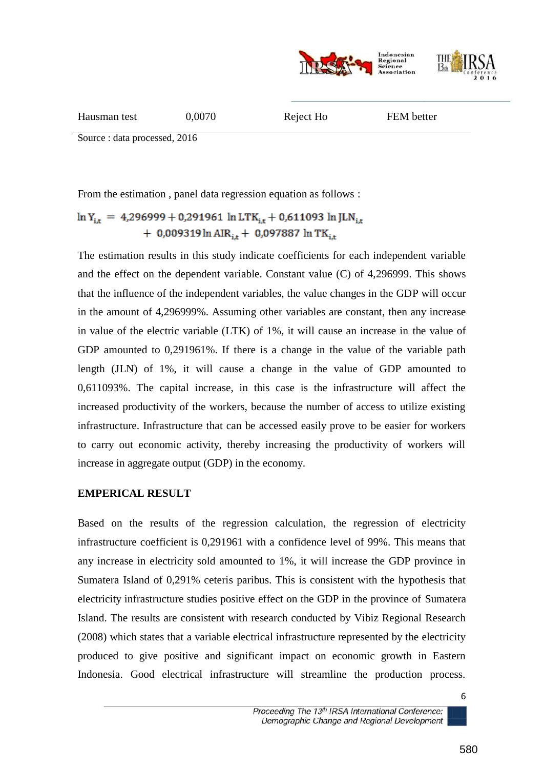| Hausman test | 0,0070 | Reject Ho | FEM better |
|---|---|---|---|

Source : data processed, 2016

From the estimation , panel data regression equation as follows :

$$\ln Y_{i,t} = 4{,}296999 + 0{,}291961 \ \ln LTK_{i,t} + 0{,}611093 \ \ln JLN_{i,t} + 0{,}009319 \ln AIR_{i,t} + 0{,}097887 \ \ln TK_{i,t}$$

The estimation results in this study indicate coefficients for each independent variable and the effect on the dependent variable. Constant value (C) of 4,296999. This shows that the influence of the independent variables, the value changes in the GDP will occur in the amount of 4,296999%. Assuming other variables are constant, then any increase in value of the electric variable (LTK) of 1%, it will cause an increase in the value of GDP amounted to 0,291961%. If there is a change in the value of the variable path length (JLN) of 1%, it will cause a change in the value of GDP amounted to 0,611093%. The capital increase, in this case is the infrastructure will affect the increased productivity of the workers, because the number of access to utilize existing infrastructure. Infrastructure that can be accessed easily prove to be easier for workers to carry out economic activity, thereby increasing the productivity of workers will increase in aggregate output (GDP) in the economy.

**EMPERICAL RESULT**

Based on the results of the regression calculation, the regression of electricity infrastructure coefficient is 0,291961 with a confidence level of 99%. This means that any increase in electricity sold amounted to 1%, it will increase the GDP province in Sumatera Island of 0,291% ceteris paribus. This is consistent with the hypothesis that electricity infrastructure studies positive effect on the GDP in the province of Sumatera Island. The results are consistent with research conducted by Vibiz Regional Research (2008) which states that a variable electrical infrastructure represented by the electricity produced to give positive and significant impact on economic growth in Eastern Indonesia. Good electrical infrastructure will streamline the production process.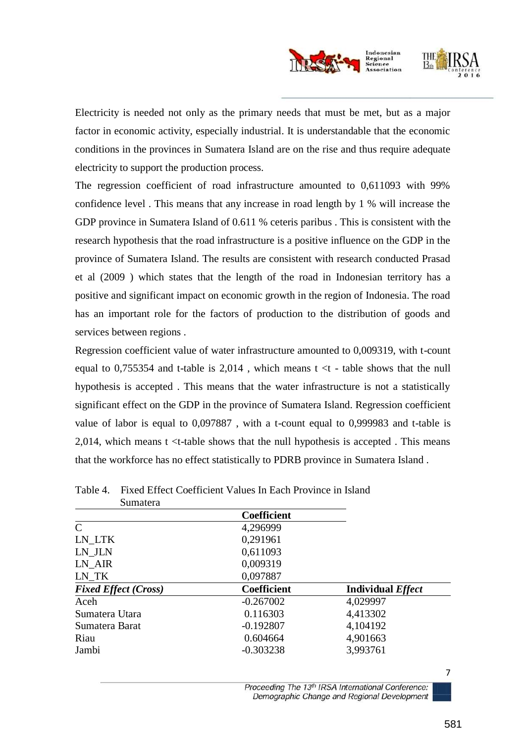Electricity is needed not only as the primary needs that must be met, but as a major factor in economic activity, especially industrial. It is understandable that the economic conditions in the provinces in Sumatera Island are on the rise and thus require adequate electricity to support the production process.

The regression coefficient of road infrastructure amounted to 0,611093 with 99% confidence level . This means that any increase in road length by 1 % will increase the GDP province in Sumatera Island of 0.611 % ceteris paribus . This is consistent with the research hypothesis that the road infrastructure is a positive influence on the GDP in the province of Sumatera Island. The results are consistent with research conducted Prasad et al (2009 ) which states that the length of the road in Indonesian territory has a positive and significant impact on economic growth in the region of Indonesia. The road has an important role for the factors of production to the distribution of goods and services between regions .

Regression coefficient value of water infrastructure amounted to 0,009319, with t-count equal to 0,755354 and t-table is 2,014 , which means t <t - table shows that the null hypothesis is accepted . This means that the water infrastructure is not a statistically significant effect on the GDP in the province of Sumatera Island. Regression coefficient value of labor is equal to 0,097887 , with a t-count equal to 0,999983 and t-table is 2,014, which means t <t-table shows that the null hypothesis is accepted . This means that the workforce has no effect statistically to PDRB province in Sumatera Island .

Table 4. Fixed Effect Coefficient Values In Each Province in Island Sumatera

| | Coefficient | |
|---|---|---|
| C | 4,296999 | |
| LN_LTK | 0,291961 | |
| LN_JLN | 0,611093 | |
| LN_AIR | 0,009319 | |
| LN_TK | 0,097887 | |
| ***Fixed Effect (Cross)*** | **Coefficient** | **Individual *Effect*** |
| Aceh | -0.267002 | 4,029997 |
| Sumatera Utara | 0.116303 | 4,413302 |
| Sumatera Barat | -0.192807 | 4,104192 |
| Riau | 0.604664 | 4,901663 |
| Jambi | -0.303238 | 3,993761 |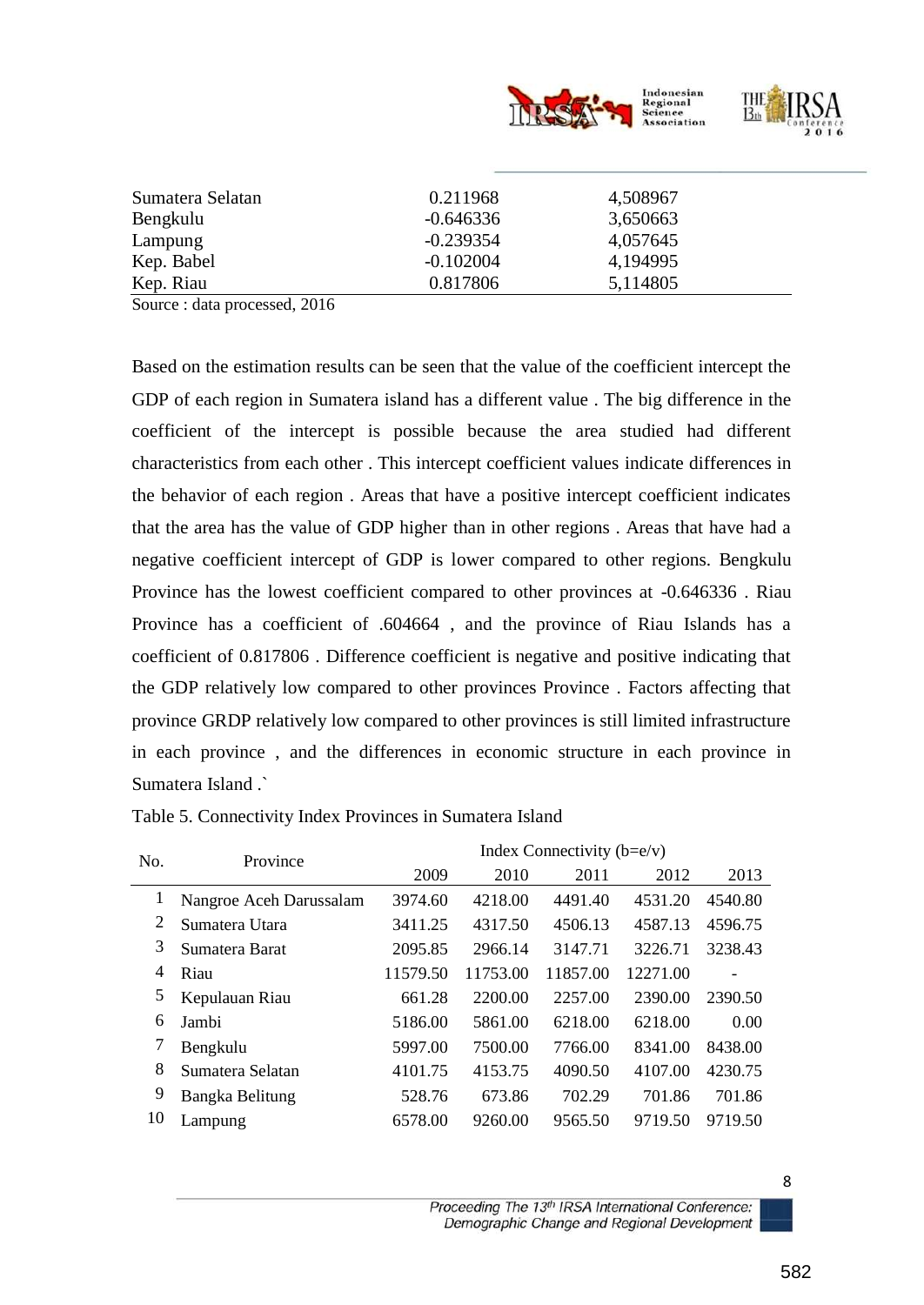| | | |
|---|---|---|
| Sumatera Selatan | 0.211968 | 4,508967 |
| Bengkulu | -0.646336 | 3,650663 |
| Lampung | -0.239354 | 4,057645 |
| Kep. Babel | -0.102004 | 4,194995 |
| Kep. Riau | 0.817806 | 5,114805 |

Source : data processed, 2016

Based on the estimation results can be seen that the value of the coefficient intercept the GDP of each region in Sumatera island has a different value . The big difference in the coefficient of the intercept is possible because the area studied had different characteristics from each other . This intercept coefficient values indicate differences in the behavior of each region . Areas that have a positive intercept coefficient indicates that the area has the value of GDP higher than in other regions . Areas that have had a negative coefficient intercept of GDP is lower compared to other regions. Bengkulu Province has the lowest coefficient compared to other provinces at -0.646336 . Riau Province has a coefficient of .604664 , and the province of Riau Islands has a coefficient of 0.817806 . Difference coefficient is negative and positive indicating that the GDP relatively low compared to other provinces Province . Factors affecting that province GRDP relatively low compared to other provinces is still limited infrastructure in each province , and the differences in economic structure in each province in Sumatera Island .`

Table 5. Connectivity Index Provinces in Sumatera Island

| No. | Province | Index Connectivity (b=e/v) | | | | |
|---|---|---|---|---|---|---|
| | | 2009 | 2010 | 2011 | 2012 | 2013 |
| 1 | Nangroe Aceh Darussalam | 3974.60 | 4218.00 | 4491.40 | 4531.20 | 4540.80 |
| 2 | Sumatera Utara | 3411.25 | 4317.50 | 4506.13 | 4587.13 | 4596.75 |
| 3 | Sumatera Barat | 2095.85 | 2966.14 | 3147.71 | 3226.71 | 3238.43 |
| 4 | Riau | 11579.50 | 11753.00 | 11857.00 | 12271.00 | - |
| 5 | Kepulauan Riau | 661.28 | 2200.00 | 2257.00 | 2390.00 | 2390.50 |
| 6 | Jambi | 5186.00 | 5861.00 | 6218.00 | 6218.00 | 0.00 |
| 7 | Bengkulu | 5997.00 | 7500.00 | 7766.00 | 8341.00 | 8438.00 |
| 8 | Sumatera Selatan | 4101.75 | 4153.75 | 4090.50 | 4107.00 | 4230.75 |
| 9 | Bangka Belitung | 528.76 | 673.86 | 702.29 | 701.86 | 701.86 |
| 10 | Lampung | 6578.00 | 9260.00 | 9565.50 | 9719.50 | 9719.50 |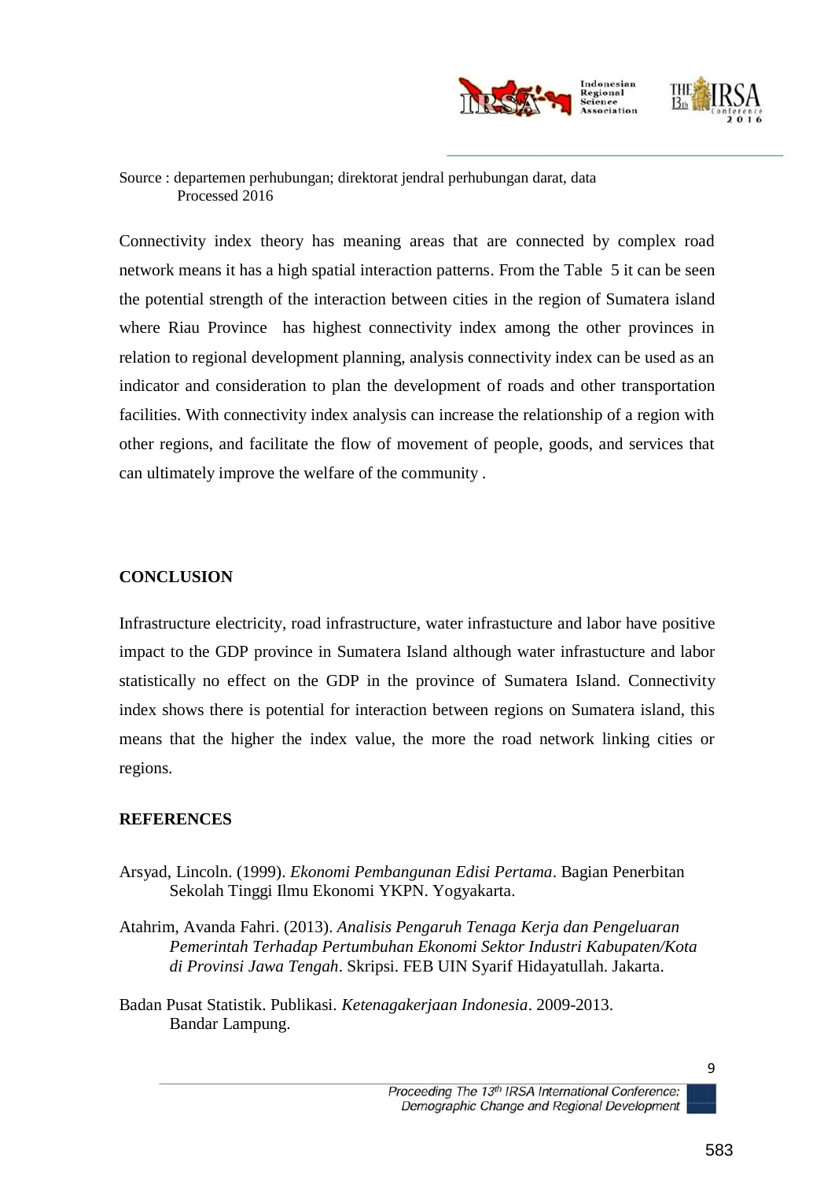Source : departemen perhubungan; direktorat jendral perhubungan darat, data Processed 2016

Connectivity index theory has meaning areas that are connected by complex road network means it has a high spatial interaction patterns. From the Table 5 it can be seen the potential strength of the interaction between cities in the region of Sumatera island where Riau Province has highest connectivity index among the other provinces in relation to regional development planning, analysis connectivity index can be used as an indicator and consideration to plan the development of roads and other transportation facilities. With connectivity index analysis can increase the relationship of a region with other regions, and facilitate the flow of movement of people, goods, and services that can ultimately improve the welfare of the community .

## CONCLUSION

Infrastructure electricity, road infrastructure, water infrastucture and labor have positive impact to the GDP province in Sumatera Island although water infrastucture and labor statistically no effect on the GDP in the province of Sumatera Island. Connectivity index shows there is potential for interaction between regions on Sumatera island, this means that the higher the index value, the more the road network linking cities or regions.

## REFERENCES

Arsyad, Lincoln. (1999). *Ekonomi Pembangunan Edisi Pertama*. Bagian Penerbitan Sekolah Tinggi Ilmu Ekonomi YKPN. Yogyakarta.

Atahrim, Avanda Fahri. (2013). *Analisis Pengaruh Tenaga Kerja dan Pengeluaran Pemerintah Terhadap Pertumbuhan Ekonomi Sektor Industri Kabupaten/Kota di Provinsi Jawa Tengah*. Skripsi. FEB UIN Syarif Hidayatullah. Jakarta.

Badan Pusat Statistik. Publikasi. *Ketenagakerjaan Indonesia*. 2009-2013. Bandar Lampung.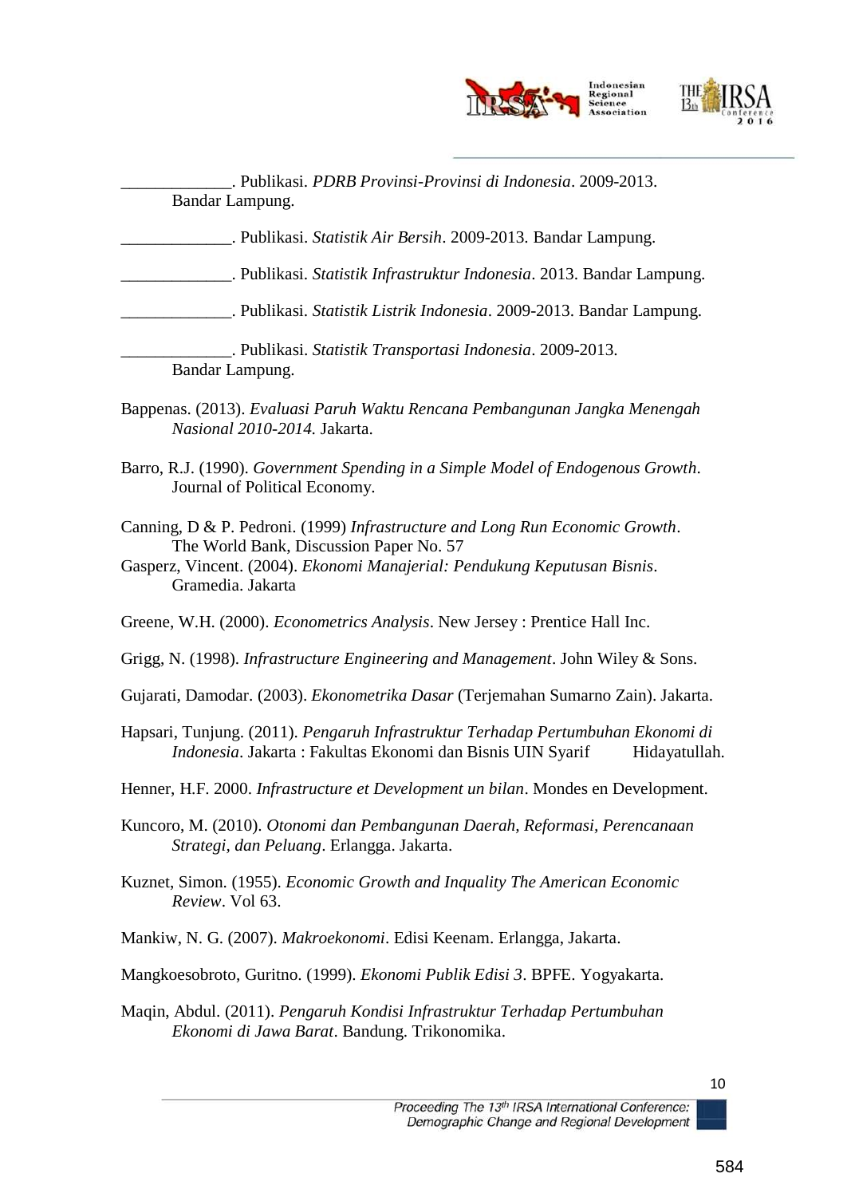_____________. Publikasi. *PDRB Provinsi-Provinsi di Indonesia*. 2009-2013. Bandar Lampung.

_____________. Publikasi. *Statistik Air Bersih*. 2009-2013. Bandar Lampung.

_____________. Publikasi. *Statistik Infrastruktur Indonesia*. 2013. Bandar Lampung.

_____________. Publikasi. *Statistik Listrik Indonesia*. 2009-2013. Bandar Lampung.

_____________. Publikasi. *Statistik Transportasi Indonesia*. 2009-2013. Bandar Lampung.

Bappenas. (2013). *Evaluasi Paruh Waktu Rencana Pembangunan Jangka Menengah Nasional 2010-2014.* Jakarta.

Barro, R.J. (1990). *Government Spending in a Simple Model of Endogenous Growth*. Journal of Political Economy.

Canning, D & P. Pedroni. (1999) *Infrastructure and Long Run Economic Growth*. The World Bank, Discussion Paper No. 57

Gasperz, Vincent. (2004). *Ekonomi Manajerial: Pendukung Keputusan Bisnis*. Gramedia. Jakarta

Greene, W.H. (2000). *Econometrics Analysis*. New Jersey : Prentice Hall Inc.

Grigg, N. (1998). *Infrastructure Engineering and Management*. John Wiley & Sons.

Gujarati, Damodar. (2003). *Ekonometrika Dasar* (Terjemahan Sumarno Zain). Jakarta.

Hapsari, Tunjung. (2011). *Pengaruh Infrastruktur Terhadap Pertumbuhan Ekonomi di Indonesia*. Jakarta : Fakultas Ekonomi dan Bisnis UIN Syarif Hidayatullah.

Henner, H.F. 2000. *Infrastructure et Development un bilan*. Mondes en Development.

Kuncoro, M. (2010). *Otonomi dan Pembangunan Daerah, Reformasi, Perencanaan Strategi, dan Peluang*. Erlangga. Jakarta.

Kuznet, Simon. (1955). *Economic Growth and Inquality The American Economic Review*. Vol 63.

Mankiw, N. G. (2007). *Makroekonomi*. Edisi Keenam. Erlangga, Jakarta.

Mangkoesobroto, Guritno. (1999). *Ekonomi Publik Edisi 3*. BPFE. Yogyakarta.

Maqin, Abdul. (2011). *Pengaruh Kondisi Infrastruktur Terhadap Pertumbuhan Ekonomi di Jawa Barat*. Bandung. Trikonomika.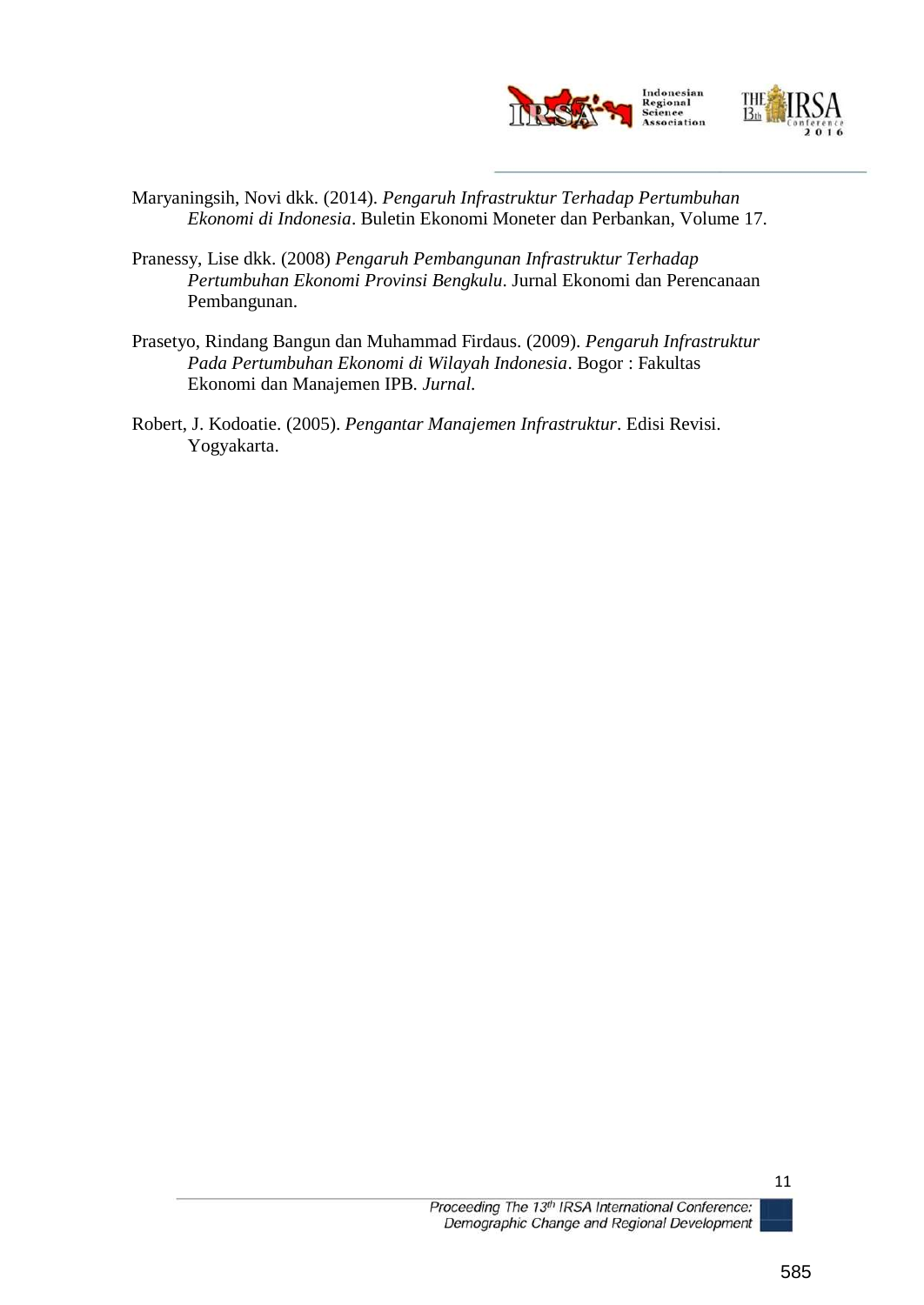Maryaningsih, Novi dkk. (2014). *Pengaruh Infrastruktur Terhadap Pertumbuhan Ekonomi di Indonesia*. Buletin Ekonomi Moneter dan Perbankan, Volume 17.

Pranessy, Lise dkk. (2008) *Pengaruh Pembangunan Infrastruktur Terhadap Pertumbuhan Ekonomi Provinsi Bengkulu*. Jurnal Ekonomi dan Perencanaan Pembangunan.

Prasetyo, Rindang Bangun dan Muhammad Firdaus. (2009). *Pengaruh Infrastruktur Pada Pertumbuhan Ekonomi di Wilayah Indonesia*. Bogor : Fakultas Ekonomi dan Manajemen IPB. *Jurnal.*

Robert, J. Kodoatie. (2005). *Pengantar Manajemen Infrastruktur*. Edisi Revisi. Yogyakarta.